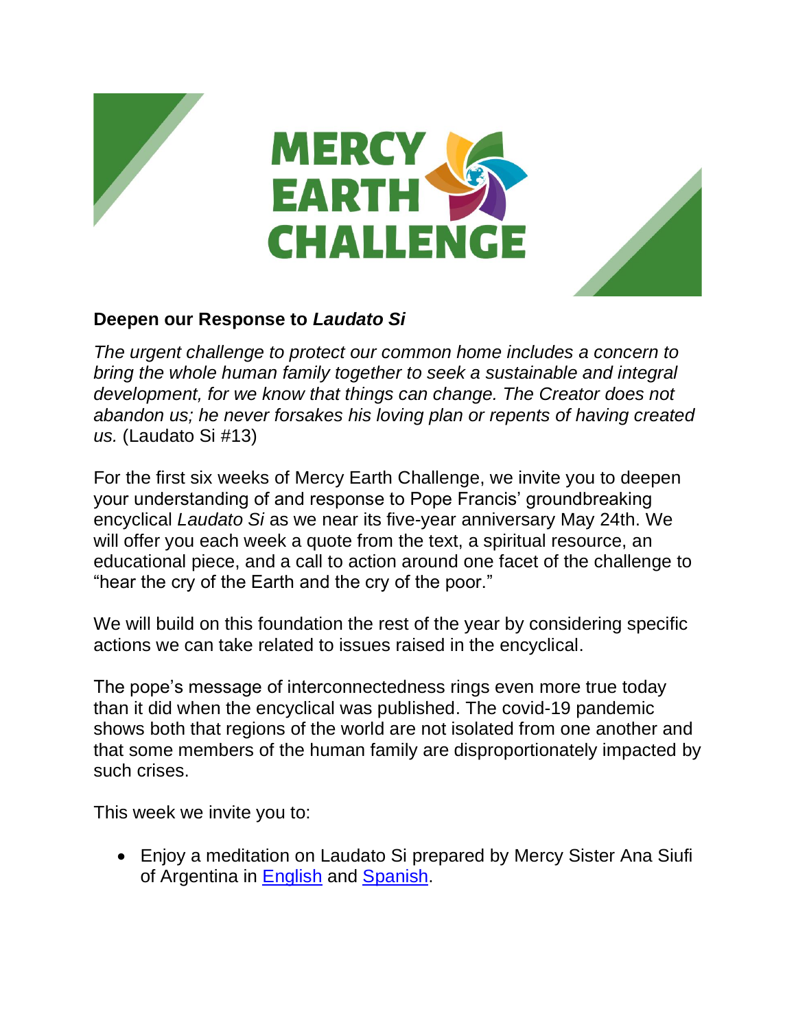MERCY EARTH CHALLENGE

**Deepen our Response to *Laudato Si***

*The urgent challenge to protect our common home includes a concern to bring the whole human family together to seek a sustainable and integral development, for we know that things can change. The Creator does not abandon us; he never forsakes his loving plan or repents of having created us.* (Laudato Si #13)

For the first six weeks of Mercy Earth Challenge, we invite you to deepen your understanding of and response to Pope Francis' groundbreaking encyclical *Laudato Si* as we near its five-year anniversary May 24th. We will offer you each week a quote from the text, a spiritual resource, an educational piece, and a call to action around one facet of the challenge to "hear the cry of the Earth and the cry of the poor."

We will build on this foundation the rest of the year by considering specific actions we can take related to issues raised in the encyclical.

The pope's message of interconnectedness rings even more true today than it did when the encyclical was published. The covid-19 pandemic shows both that regions of the world are not isolated from one another and that some members of the human family are disproportionately impacted by such crises.

This week we invite you to:

- Enjoy a meditation on Laudato Si prepared by Mercy Sister Ana Siufi of Argentina in English and Spanish.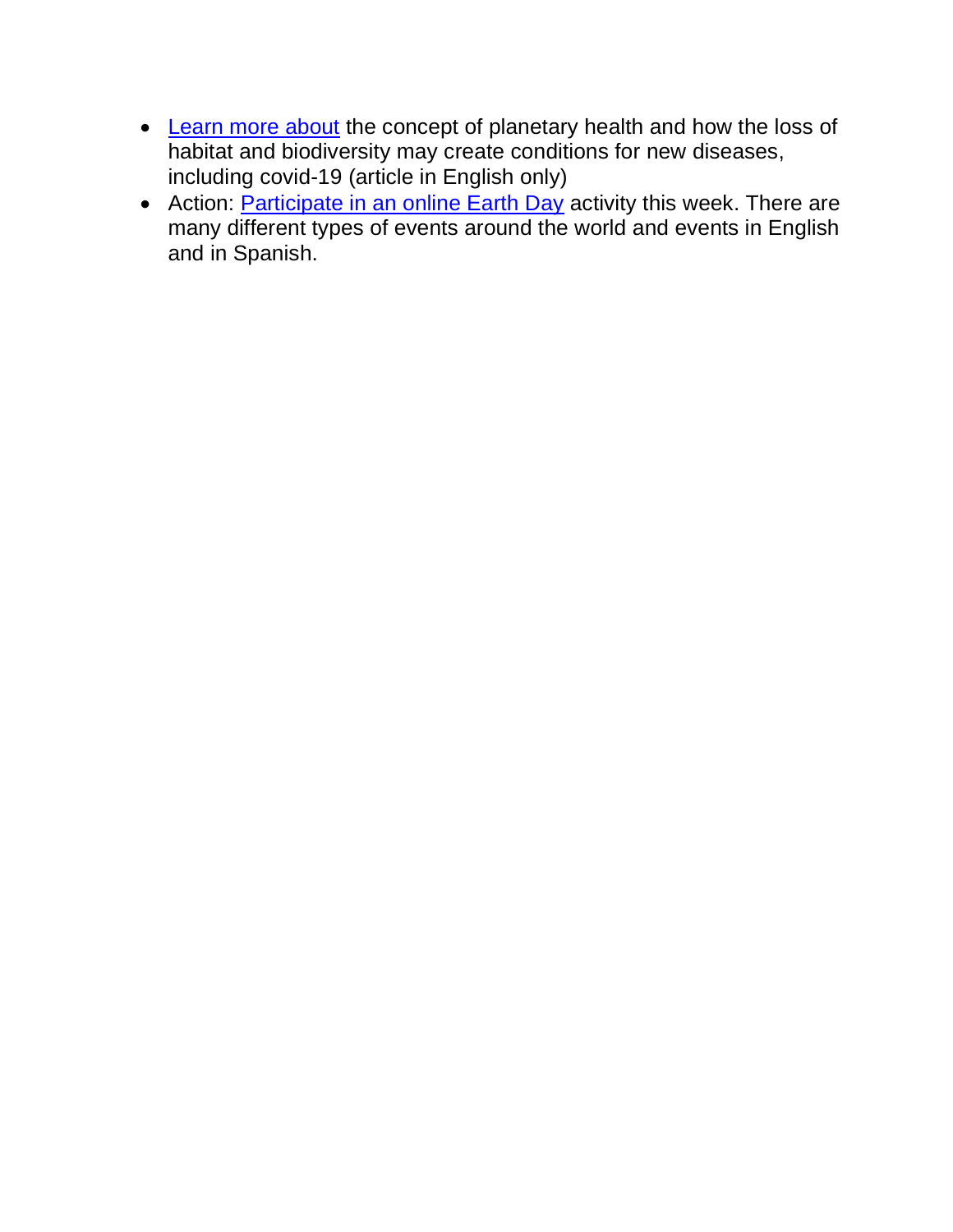- [Learn more about]() the concept of planetary health and how the loss of habitat and biodiversity may create conditions for new diseases, including covid-19 (article in English only)
- Action: [Participate in an online Earth Day]() activity this week. There are many different types of events around the world and events in English and in Spanish.